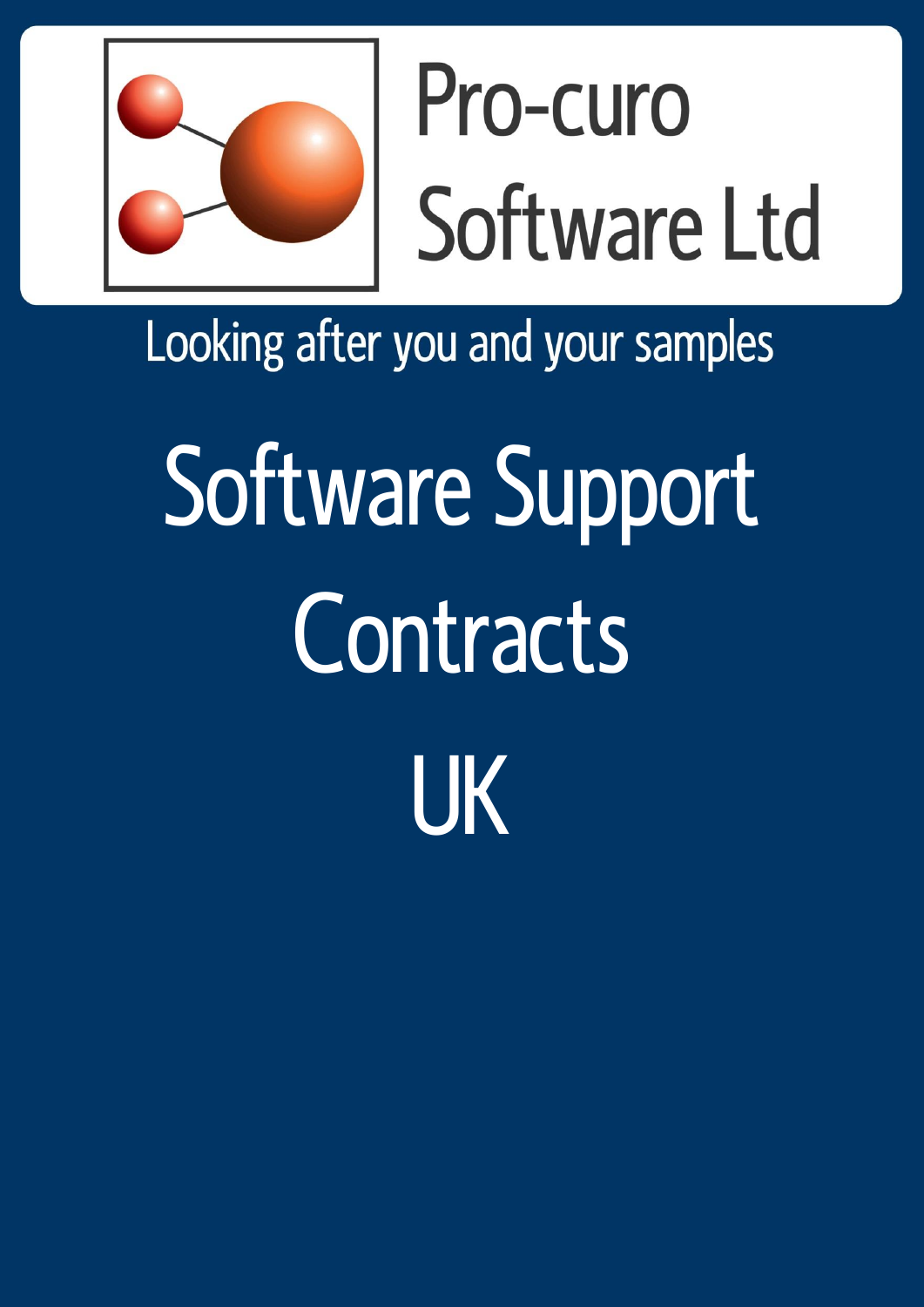Pro-curo Software Ltd

Looking after you and your samples

# Software Support Contracts UK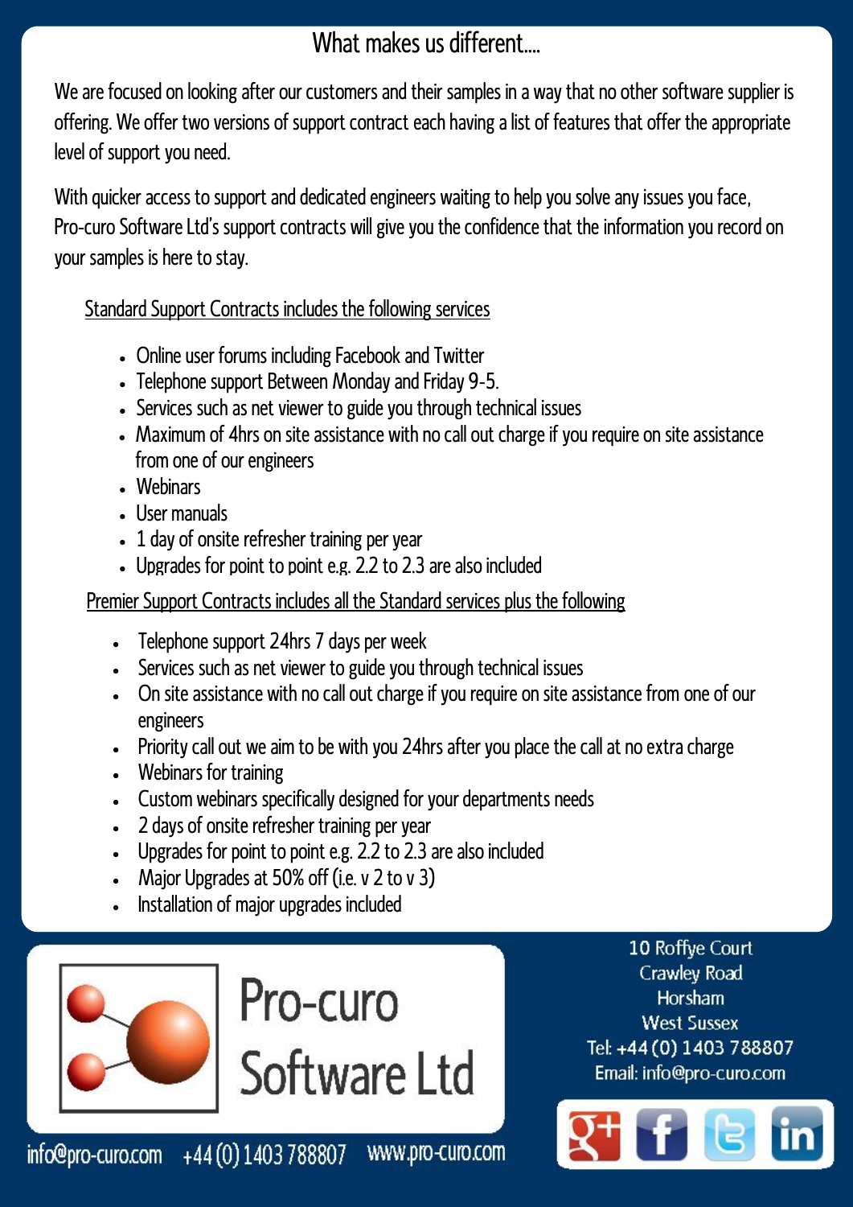## What makes us different....

We are focused on looking after our customers and their samples in a way that no other software supplier is offering. We offer two versions of support contract each having a list of features that offer the appropriate level of support you need.

With quicker access to support and dedicated engineers waiting to help you solve any issues you face, Pro-curo Software Ltd's support contracts will give you the confidence that the information you record on your samples is here to stay.

### Standard Support Contracts includes the following services

- Online user forums including Facebook and Twitter
- Telephone support Between Monday and Friday 9-5.
- Services such as net viewer to guide you through technical issues
- Maximum of 4hrs on site assistance with no call out charge if you require on site assistance from one of our engineers
- Webinars
- User manuals
- 1 day of onsite refresher training per year
- Upgrades for point to point e.g. 2.2 to 2.3 are also included

### Premier Support Contracts includes all the Standard services plus the following

- Telephone support 24hrs 7 days per week
- Services such as net viewer to guide you through technical issues
- On site assistance with no call out charge if you require on site assistance from one of our engineers
- Priority call out we aim to be with you 24hrs after you place the call at no extra charge
- Webinars for training
- Custom webinars specifically designed for your departments needs
- 2 days of onsite refresher training per year
- Upgrades for point to point e.g. 2.2 to 2.3 are also included
- Major Upgrades at 50% off (i.e. v 2 to v 3)
- Installation of major upgrades included

Pro-curo Software Ltd

10 Roffye Court
Crawley Road
Horsham
West Sussex
Tel: +44 (0) 1403 788807
Email: info@pro-curo.com

info@pro-curo.com +44 (0) 1403 788807 www.pro-curo.com